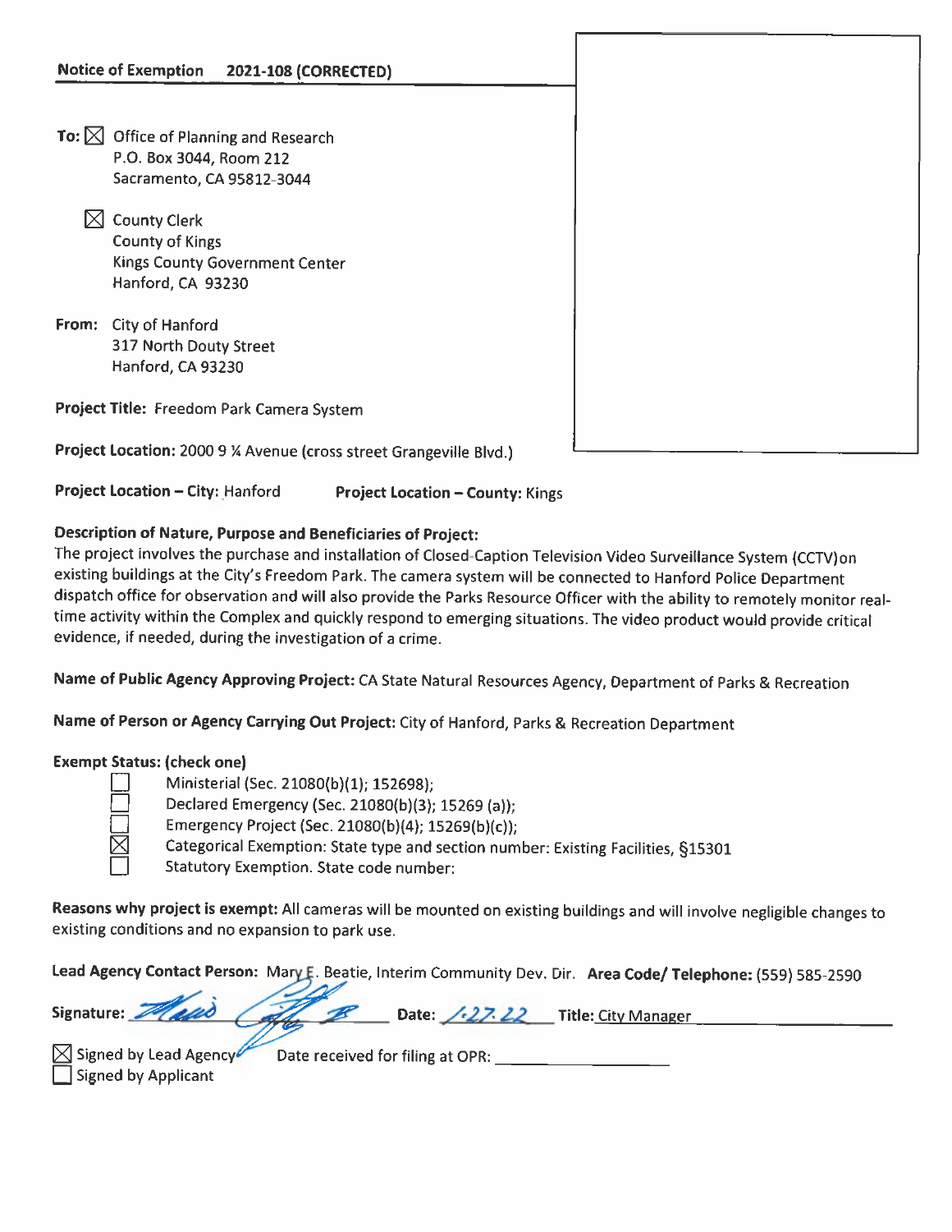**Notice of Exemption  2021-108 (CORRECTED)**

**To:** ☒ Office of Planning and Research
P.O. Box 3044, Room 212
Sacramento, CA 95812-3044

☒ County Clerk
County of Kings
Kings County Government Center
Hanford, CA 93230

**From:** City of Hanford
317 North Douty Street
Hanford, CA 93230

**Project Title:** Freedom Park Camera System

**Project Location:** 2000 9 ¼ Avenue (cross street Grangeville Blvd.)

**Project Location – City:** Hanford  **Project Location – County:** Kings

**Description of Nature, Purpose and Beneficiaries of Project:**
The project involves the purchase and installation of Closed-Caption Television Video Surveillance System (CCTV)on existing buildings at the City's Freedom Park. The camera system will be connected to Hanford Police Department dispatch office for observation and will also provide the Parks Resource Officer with the ability to remotely monitor real-time activity within the Complex and quickly respond to emerging situations. The video product would provide critical evidence, if needed, during the investigation of a crime.

**Name of Public Agency Approving Project:** CA State Natural Resources Agency, Department of Parks & Recreation

**Name of Person or Agency Carrying Out Project:** City of Hanford, Parks & Recreation Department

**Exempt Status: (check one)**

- ☐ Ministerial (Sec. 21080(b)(1); 152698);
- ☐ Declared Emergency (Sec. 21080(b)(3); 15269 (a));
- ☐ Emergency Project (Sec. 21080(b)(4); 15269(b)(c));
- ☒ Categorical Exemption: State type and section number: Existing Facilities, §15301
- ☐ Statutory Exemption. State code number:

**Reasons why project is exempt:** All cameras will be mounted on existing buildings and will involve negligible changes to existing conditions and no expansion to park use.

**Lead Agency Contact Person:** Mary E. Beatie, Interim Community Dev. Dir. **Area Code/ Telephone:** (559) 585-2590

**Signature:** [signature] **Date:** 1-27-22 **Title:** City Manager

☒ Signed by Lead Agency  Date received for filing at OPR: ____________
☐ Signed by Applicant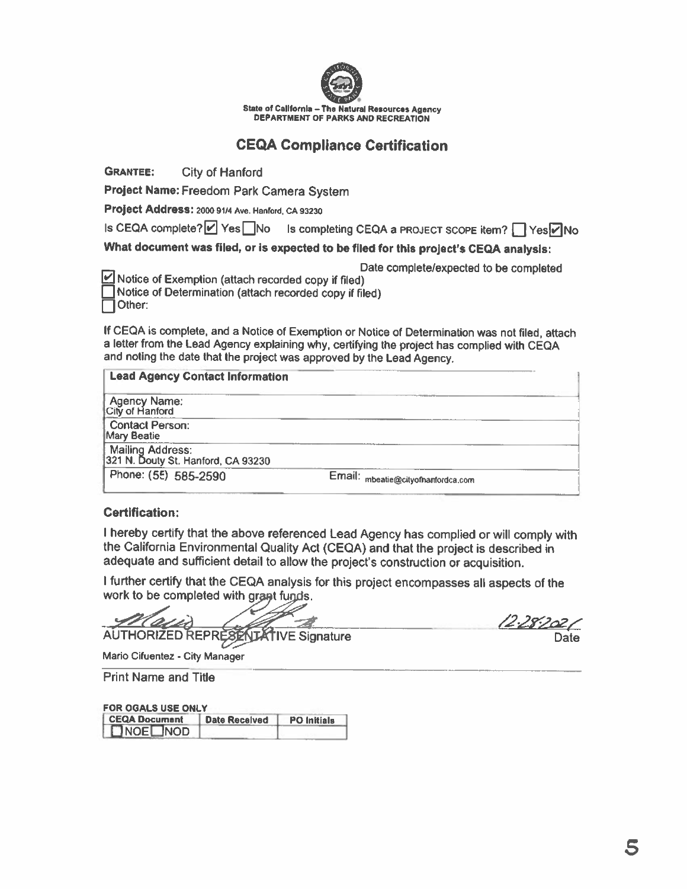State of California – The Natural Resources Agency
DEPARTMENT OF PARKS AND RECREATION

# CEQA Compliance Certification

**GRANTEE:** City of Hanford

**Project Name:** Freedom Park Camera System

**Project Address:** 2000 91/4 Ave. Hanford, CA 93230

Is CEQA complete? ☑ Yes ☐ No  Is completing CEQA a PROJECT SCOPE item? ☐ Yes ☑ No

**What document was filed, or is expected to be filed for this project's CEQA analysis:**

Date complete/expected to be completed

☑ Notice of Exemption (attach recorded copy if filed)
☐ Notice of Determination (attach recorded copy if filed)
☐ Other:

If CEQA is complete, and a Notice of Exemption or Notice of Determination was not filed, attach a letter from the Lead Agency explaining why, certifying the project has complied with CEQA and noting the date that the project was approved by the Lead Agency.

| **Lead Agency Contact Information** | |
|---|---|
| Agency Name: City of Hanford | |
| Contact Person: Mary Beatie | |
| Mailing Address: 321 N. Douty St. Hanford, CA 93230 | |
| Phone: (55) 585-2590 | Email: mbeatie@cityofhanfordca.com |

### Certification:

I hereby certify that the above referenced Lead Agency has complied or will comply with the California Environmental Quality Act (CEQA) and that the project is described in adequate and sufficient detail to allow the project's construction or acquisition.

I further certify that the CEQA analysis for this project encompasses all aspects of the work to be completed with grant funds.

AUTHORIZED REPRESENTATIVE Signature    12-28-2021
Date

Mario Cifuentez - City Manager

Print Name and Title

**FOR OGALS USE ONLY**

| CEQA Document | Date Received | PO Initials |
|---|---|---|
| ☐ NOE ☐ NOD | | |